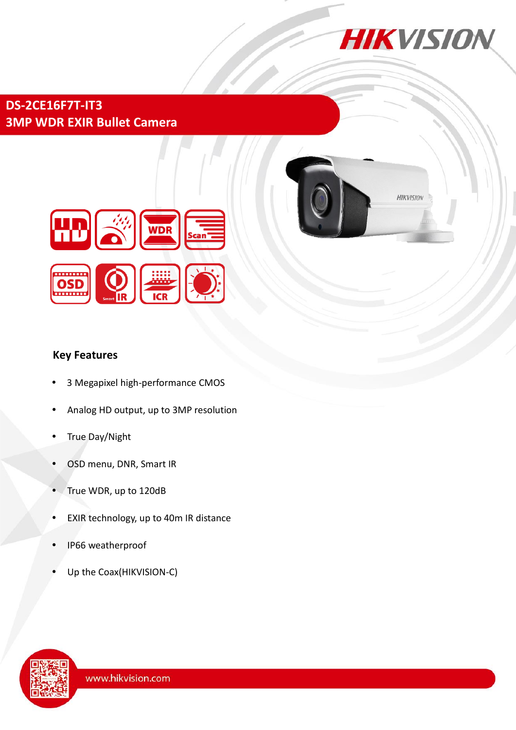# DS-2CE16F7T-IT3
# 3MP WDR EXIR Bullet Camera

## Key Features

- 3 Megapixel high-performance CMOS
- Analog HD output, up to 3MP resolution
- True Day/Night
- OSD menu, DNR, Smart IR
- True WDR, up to 120dB
- EXIR technology, up to 40m IR distance
- IP66 weatherproof
- Up the Coax(HIKVISION-C)

www.hikvision.com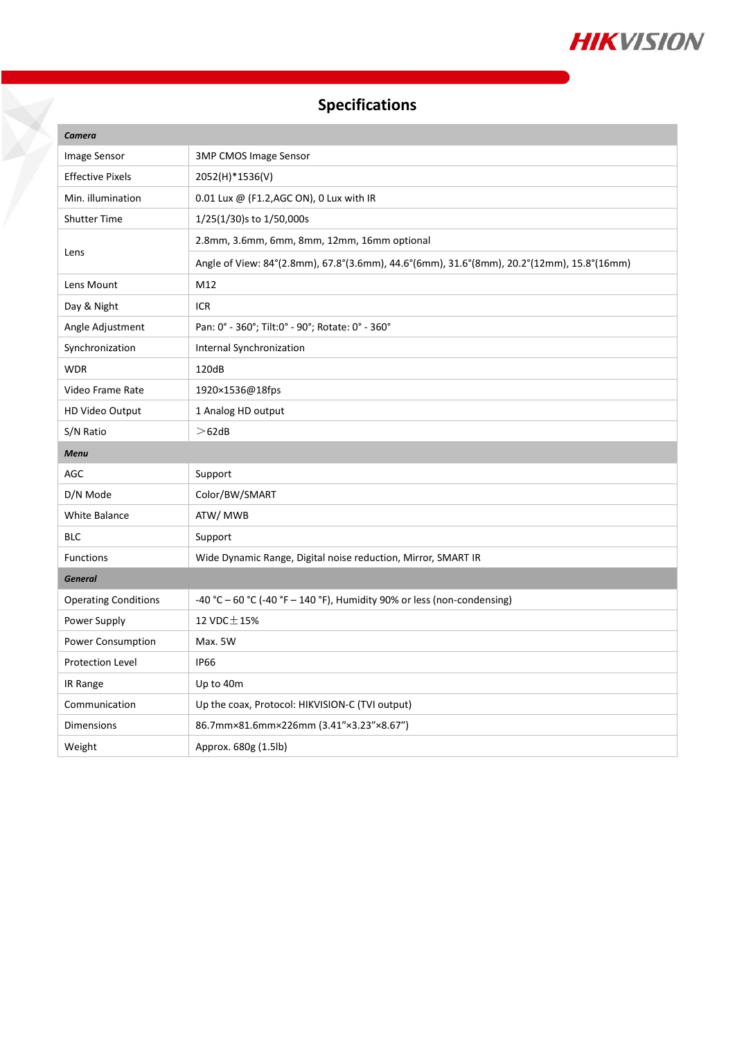## Specifications

| *Camera* | |
|---|---|
| Image Sensor | 3MP CMOS Image Sensor |
| Effective Pixels | 2052(H)*1536(V) |
| Min. illumination | 0.01 Lux @ (F1.2,AGC ON), 0 Lux with IR |
| Shutter Time | 1/25(1/30)s to 1/50,000s |
| Lens | 2.8mm, 3.6mm, 6mm, 8mm, 12mm, 16mm optional |
| | Angle of View: 84°(2.8mm), 67.8°(3.6mm), 44.6°(6mm), 31.6°(8mm), 20.2°(12mm), 15.8°(16mm) |
| Lens Mount | M12 |
| Day & Night | ICR |
| Angle Adjustment | Pan: 0° - 360°; Tilt:0° - 90°; Rotate: 0° - 360° |
| Synchronization | Internal Synchronization |
| WDR | 120dB |
| Video Frame Rate | 1920×1536@18fps |
| HD Video Output | 1 Analog HD output |
| S/N Ratio | ＞62dB |
| *Menu* | |
| AGC | Support |
| D/N Mode | Color/BW/SMART |
| White Balance | ATW/ MWB |
| BLC | Support |
| Functions | Wide Dynamic Range, Digital noise reduction, Mirror, SMART IR |
| *General* | |
| Operating Conditions | -40 °C – 60 °C (-40 °F – 140 °F), Humidity 90% or less (non-condensing) |
| Power Supply | 12 VDC±15% |
| Power Consumption | Max. 5W |
| Protection Level | IP66 |
| IR Range | Up to 40m |
| Communication | Up the coax, Protocol: HIKVISION-C (TVI output) |
| Dimensions | 86.7mm×81.6mm×226mm (3.41"×3.23"×8.67") |
| Weight | Approx. 680g (1.5lb) |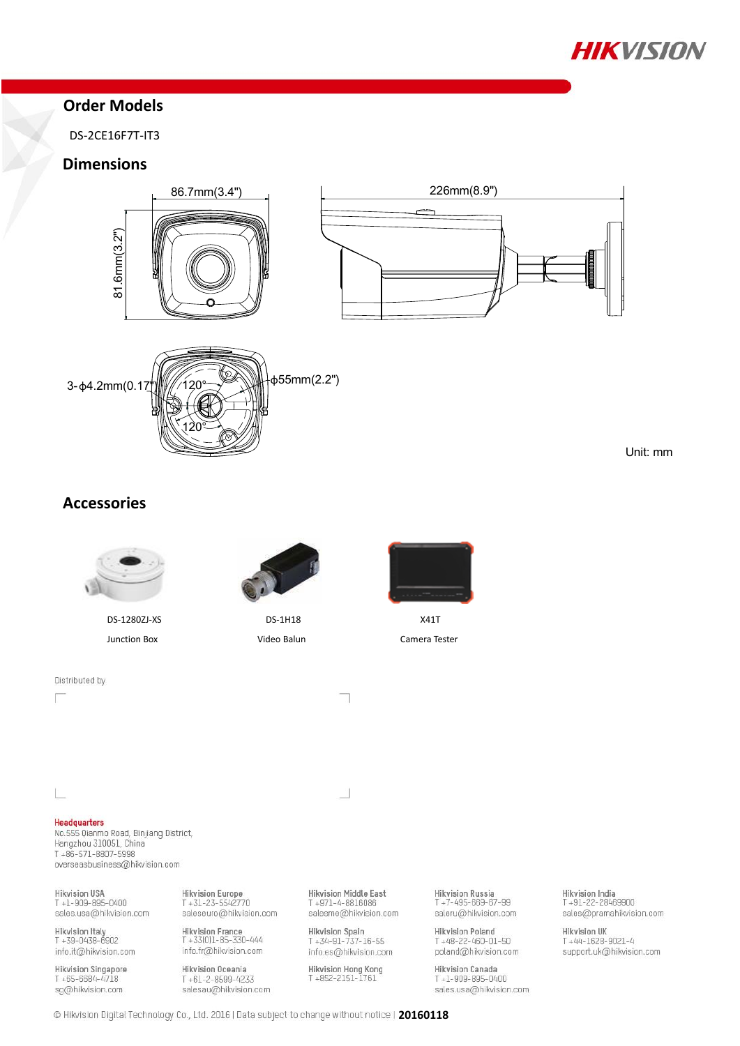## Order Models

DS-2CE16F7T-IT3

## Dimensions

86.7mm(3.4")

81.6mm(3.2")

226mm(8.9")

3-ϕ4.2mm(0.17")

120°

120°

ϕ55mm(2.2")

Unit: mm

## Accessories

DS-1280ZJ-XS

Junction Box

DS-1H18

Video Balun

X41T

Camera Tester

Distributed by

**Headquarters**
No.555 Qianmo Road, Binjiang District,
Hangzhou 310051, China
T +86-571-8807-5998
overseasbusiness@hikvision.com

**Hikvision USA**
T +1-909-895-0400
sales.usa@hikvision.com

**Hikvision Europe**
T +31-23-5542770
saleseuro@hikvision.com

**Hikvision Middle East**
T +971-4-8816086
salesme@hikvision.com

**Hikvision Russia**
T +7-495-669-67-99
saleru@hikvision.com

**Hikvision India**
T +91-22-28469900
sales@pramahikvision.com

**Hikvision Italy**
T +39-0438-6902
info.it@hikvision.com

**Hikvision France**
T +33(0)1-85-330-444
info.fr@hikvision.com

**Hikvision Spain**
T +34-91-737-16-55
info.es@hikvision.com

**Hikvision Poland**
T +48-22-460-01-50
poland@hikvision.com

**Hikvision UK**
T +44-1628-9021-4
support.uk@hikvision.com

**Hikvision Singapore**
T +65-6684-4718
sg@hikvision.com

**Hikvision Oceania**
T +61-2-8599-4233
salesau@hikvision.com

**Hikvision Hong Kong**
T +852-2151-1761

**Hikvision Canada**
T +1-909-895-0400
sales.usa@hikvision.com

© Hikvision Digital Technology Co., Ltd. 2016 | Data subject to change without notice | **20160118**